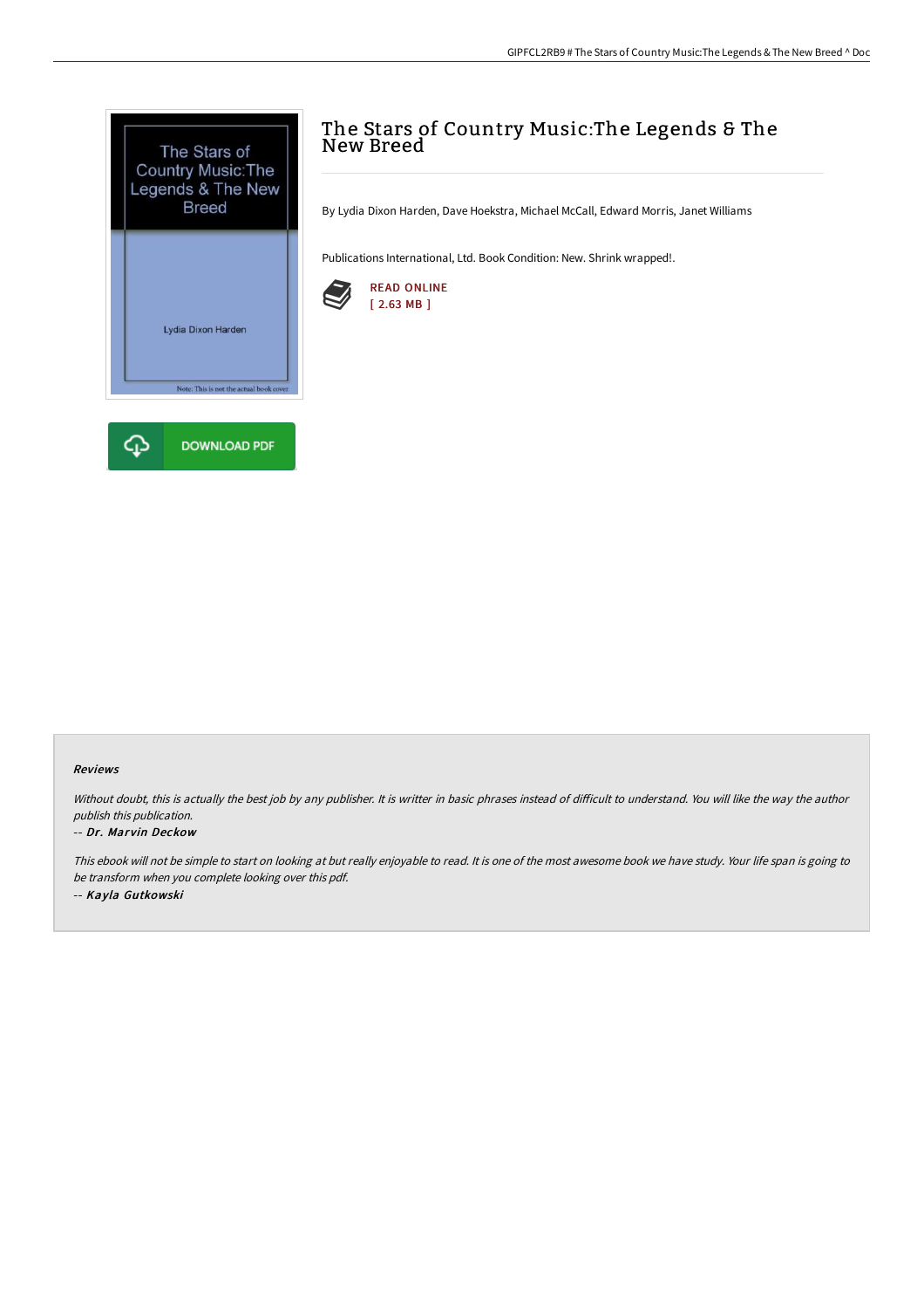# The Stars of Country Music:The Legends & The New Breed

By Lydia Dixon Harden, Dave Hoekstra, Michael McCall, Edward Morris, Janet Williams

Publications International, Ltd. Book Condition: New. Shrink wrapped!.

READ ONLINE
[ 2.63 MB ]

DOWNLOAD PDF

### Reviews

*Without doubt, this is actually the best job by any publisher. It is writter in basic phrases instead of difficult to understand. You will like the way the author publish this publication.*

-- *Dr. Marvin Deckow*

*This ebook will not be simple to start on looking at but really enjoyable to read. It is one of the most awesome book we have study. Your life span is going to be transform when you complete looking over this pdf.*

-- *Kayla Gutkowski*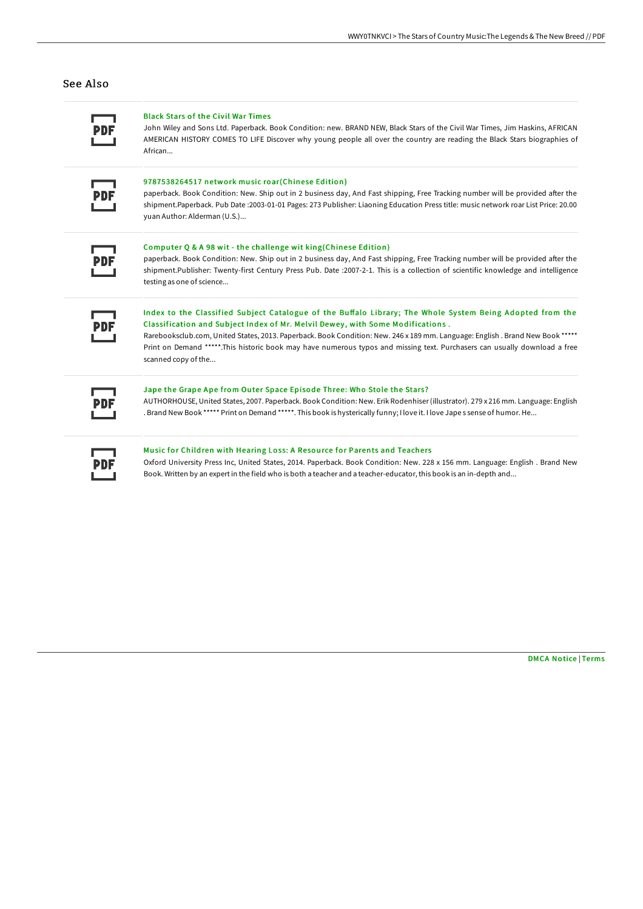## See Also

### Black Stars of the Civil War Times

John Wiley and Sons Ltd. Paperback. Book Condition: new. BRAND NEW, Black Stars of the Civil War Times, Jim Haskins, AFRICAN AMERICAN HISTORY COMES TO LIFE Discover why young people all over the country are reading the Black Stars biographies of African...

### 9787538264517 network music roar(Chinese Edition)

paperback. Book Condition: New. Ship out in 2 business day, And Fast shipping, Free Tracking number will be provided after the shipment.Paperback. Pub Date :2003-01-01 Pages: 273 Publisher: Liaoning Education Press title: music network roar List Price: 20.00 yuan Author: Alderman (U.S.)...

### Computer Q & A 98 wit - the challenge wit king(Chinese Edition)

paperback. Book Condition: New. Ship out in 2 business day, And Fast shipping, Free Tracking number will be provided after the shipment.Publisher: Twenty-first Century Press Pub. Date :2007-2-1. This is a collection of scientific knowledge and intelligence testing as one of science...

### Index to the Classified Subject Catalogue of the Buffalo Library; The Whole System Being Adopted from the Classification and Subject Index of Mr. Melvil Dewey, with Some Modifications .

Rarebooksclub.com, United States, 2013. Paperback. Book Condition: New. 246 x 189 mm. Language: English . Brand New Book ***** Print on Demand *****.This historic book may have numerous typos and missing text. Purchasers can usually download a free scanned copy of the...

### Jape the Grape Ape from Outer Space Episode Three: Who Stole the Stars?

AUTHORHOUSE, United States, 2007. Paperback. Book Condition: New. Erik Rodenhiser (illustrator). 279 x 216 mm. Language: English . Brand New Book ***** Print on Demand *****. This book is hysterically funny; I love it. I love Jape s sense of humor. He...

### Music for Children with Hearing Loss: A Resource for Parents and Teachers

Oxford University Press Inc, United States, 2014. Paperback. Book Condition: New. 228 x 156 mm. Language: English . Brand New Book. Written by an expert in the field who is both a teacher and a teacher-educator, this book is an in-depth and...